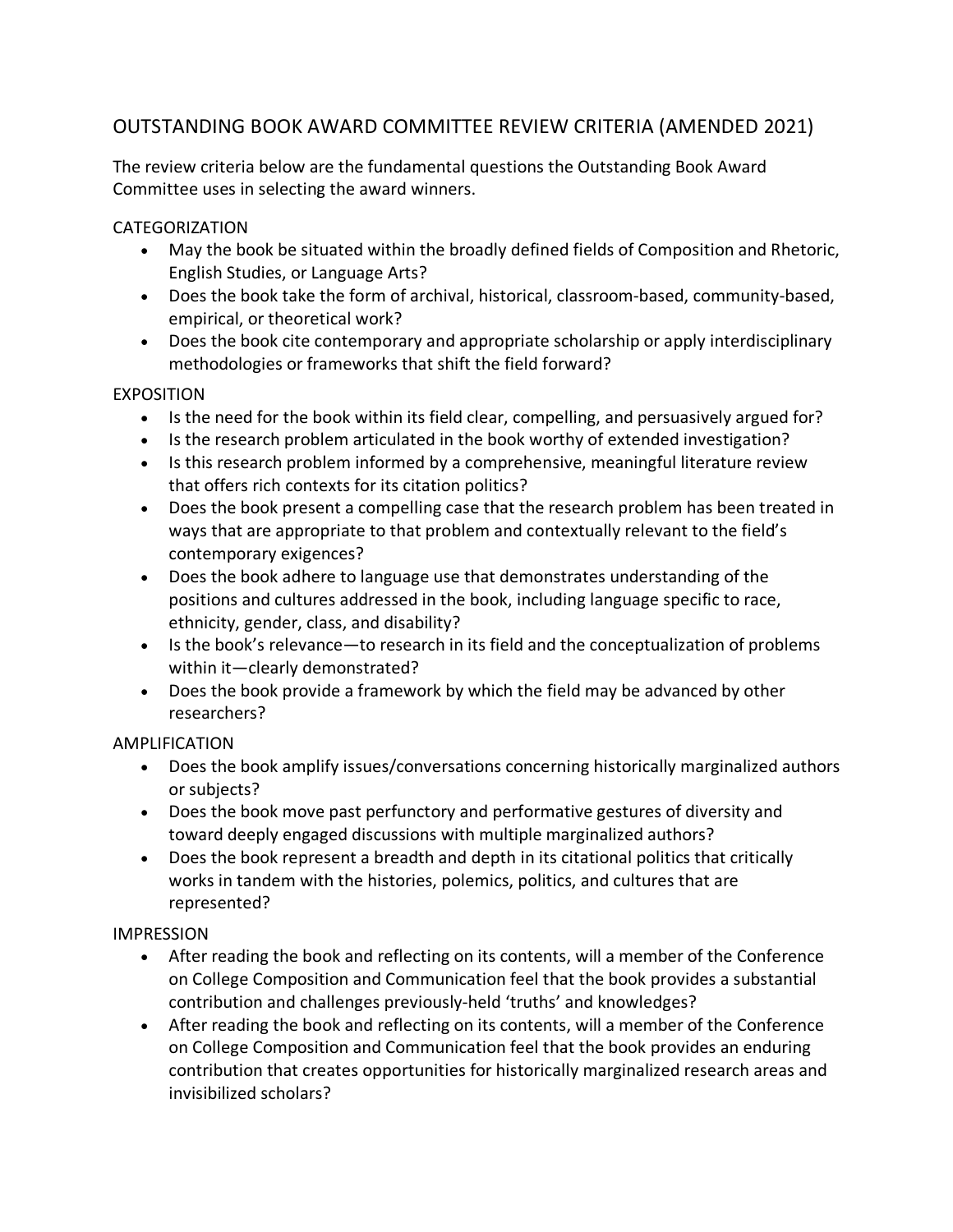# OUTSTANDING BOOK AWARD COMMITTEE REVIEW CRITERIA (AMENDED 2021)

The review criteria below are the fundamental questions the Outstanding Book Award Committee uses in selecting the award winners.

## CATEGORIZATION

- May the book be situated within the broadly defined fields of Composition and Rhetoric, English Studies, or Language Arts?
- Does the book take the form of archival, historical, classroom-based, community-based, empirical, or theoretical work?
- Does the book cite contemporary and appropriate scholarship or apply interdisciplinary methodologies or frameworks that shift the field forward?

## EXPOSITION

- Is the need for the book within its field clear, compelling, and persuasively argued for?
- Is the research problem articulated in the book worthy of extended investigation?
- Is this research problem informed by a comprehensive, meaningful literature review that offers rich contexts for its citation politics?
- Does the book present a compelling case that the research problem has been treated in ways that are appropriate to that problem and contextually relevant to the field's contemporary exigences?
- Does the book adhere to language use that demonstrates understanding of the positions and cultures addressed in the book, including language specific to race, ethnicity, gender, class, and disability?
- Is the book's relevance—to research in its field and the conceptualization of problems within it—clearly demonstrated?
- Does the book provide a framework by which the field may be advanced by other researchers?

## AMPLIFICATION

- Does the book amplify issues/conversations concerning historically marginalized authors or subjects?
- Does the book move past perfunctory and performative gestures of diversity and toward deeply engaged discussions with multiple marginalized authors?
- Does the book represent a breadth and depth in its citational politics that critically works in tandem with the histories, polemics, politics, and cultures that are represented?

## IMPRESSION

- After reading the book and reflecting on its contents, will a member of the Conference on College Composition and Communication feel that the book provides a substantial contribution and challenges previously-held 'truths' and knowledges?
- After reading the book and reflecting on its contents, will a member of the Conference on College Composition and Communication feel that the book provides an enduring contribution that creates opportunities for historically marginalized research areas and invisibilized scholars?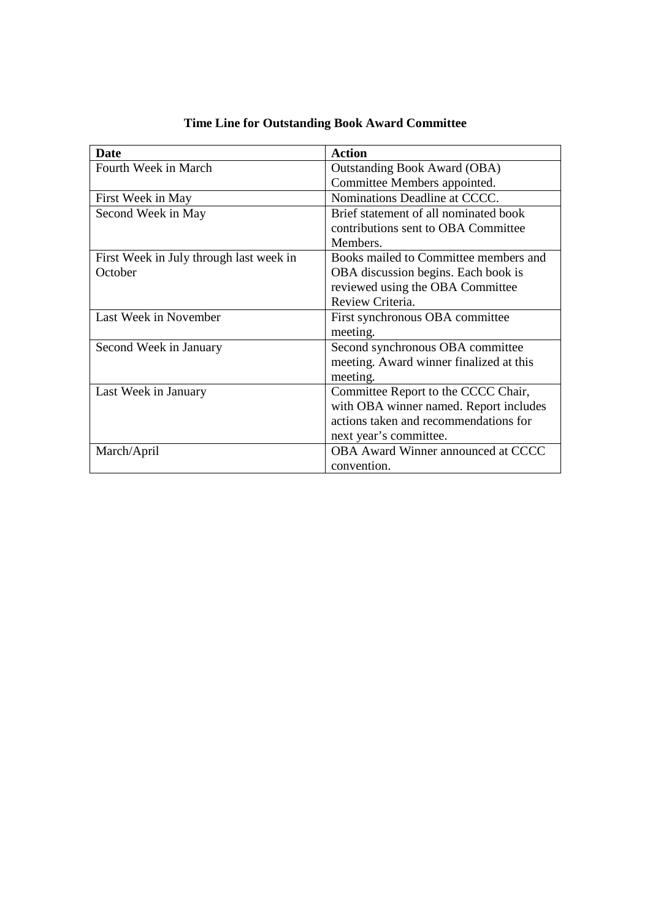**Time Line for Outstanding Book Award Committee**

| Date | Action |
|---|---|
| Fourth Week in March | Outstanding Book Award (OBA) Committee Members appointed. |
| First Week in May | Nominations Deadline at CCCC. |
| Second Week in May | Brief statement of all nominated book contributions sent to OBA Committee Members. |
| First Week in July through last week in October | Books mailed to Committee members and OBA discussion begins. Each book is reviewed using the OBA Committee Review Criteria. |
| Last Week in November | First synchronous OBA committee meeting. |
| Second Week in January | Second synchronous OBA committee meeting. Award winner finalized at this meeting. |
| Last Week in January | Committee Report to the CCCC Chair, with OBA winner named. Report includes actions taken and recommendations for next year's committee. |
| March/April | OBA Award Winner announced at CCCC convention. |